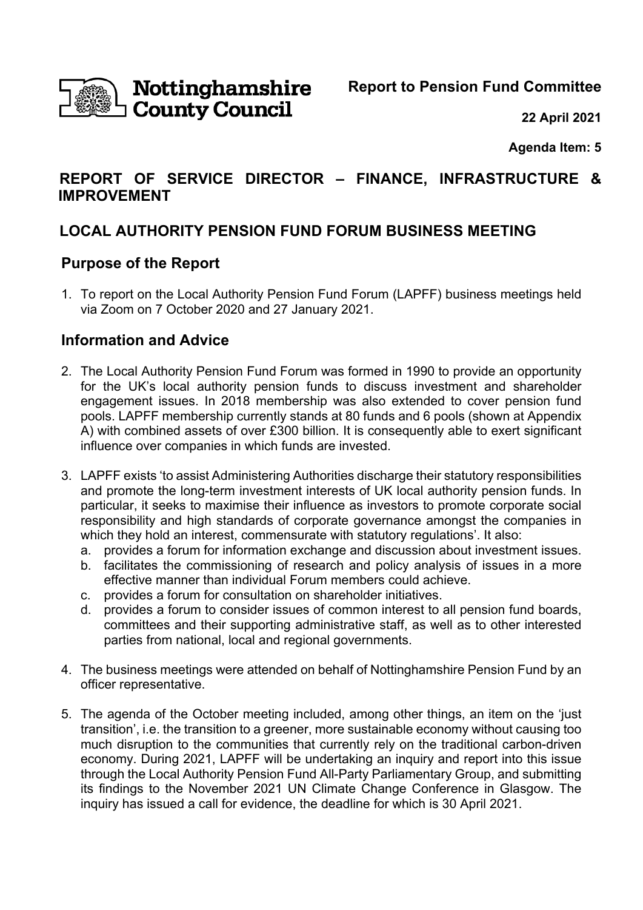Nottinghamshire County Council

**Report to Pension Fund Committee**

**22 April 2021**

**Agenda Item: 5**

## REPORT OF SERVICE DIRECTOR – FINANCE, INFRASTRUCTURE & IMPROVEMENT

## LOCAL AUTHORITY PENSION FUND FORUM BUSINESS MEETING

### Purpose of the Report

1. To report on the Local Authority Pension Fund Forum (LAPFF) business meetings held via Zoom on 7 October 2020 and 27 January 2021.

### Information and Advice

2. The Local Authority Pension Fund Forum was formed in 1990 to provide an opportunity for the UK's local authority pension funds to discuss investment and shareholder engagement issues. In 2018 membership was also extended to cover pension fund pools. LAPFF membership currently stands at 80 funds and 6 pools (shown at Appendix A) with combined assets of over £300 billion. It is consequently able to exert significant influence over companies in which funds are invested.

3. LAPFF exists 'to assist Administering Authorities discharge their statutory responsibilities and promote the long-term investment interests of UK local authority pension funds. In particular, it seeks to maximise their influence as investors to promote corporate social responsibility and high standards of corporate governance amongst the companies in which they hold an interest, commensurate with statutory regulations'. It also:
   a. provides a forum for information exchange and discussion about investment issues.
   b. facilitates the commissioning of research and policy analysis of issues in a more effective manner than individual Forum members could achieve.
   c. provides a forum for consultation on shareholder initiatives.
   d. provides a forum to consider issues of common interest to all pension fund boards, committees and their supporting administrative staff, as well as to other interested parties from national, local and regional governments.

4. The business meetings were attended on behalf of Nottinghamshire Pension Fund by an officer representative.

5. The agenda of the October meeting included, among other things, an item on the 'just transition', i.e. the transition to a greener, more sustainable economy without causing too much disruption to the communities that currently rely on the traditional carbon-driven economy. During 2021, LAPFF will be undertaking an inquiry and report into this issue through the Local Authority Pension Fund All-Party Parliamentary Group, and submitting its findings to the November 2021 UN Climate Change Conference in Glasgow. The inquiry has issued a call for evidence, the deadline for which is 30 April 2021.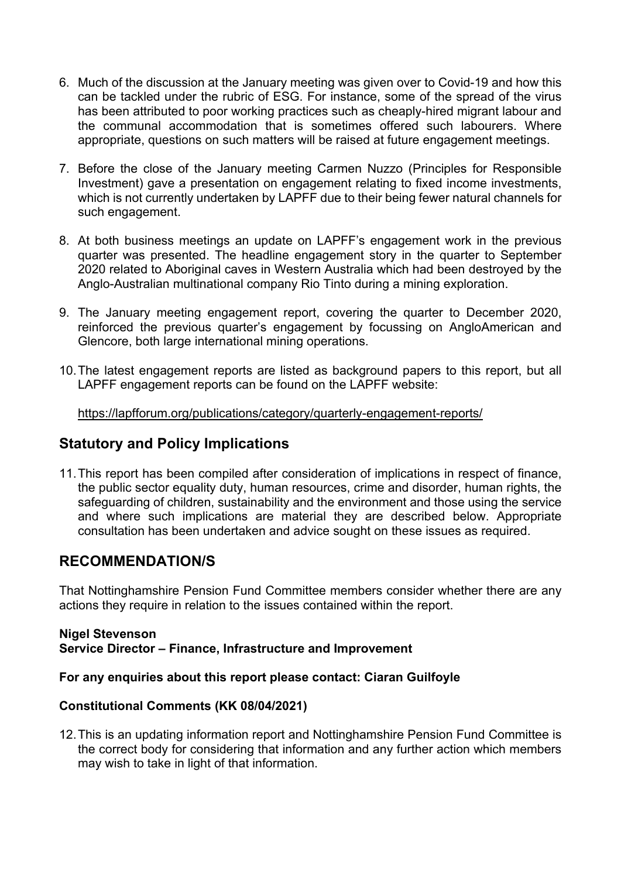6. Much of the discussion at the January meeting was given over to Covid-19 and how this can be tackled under the rubric of ESG. For instance, some of the spread of the virus has been attributed to poor working practices such as cheaply-hired migrant labour and the communal accommodation that is sometimes offered such labourers. Where appropriate, questions on such matters will be raised at future engagement meetings.

7. Before the close of the January meeting Carmen Nuzzo (Principles for Responsible Investment) gave a presentation on engagement relating to fixed income investments, which is not currently undertaken by LAPFF due to their being fewer natural channels for such engagement.

8. At both business meetings an update on LAPFF's engagement work in the previous quarter was presented. The headline engagement story in the quarter to September 2020 related to Aboriginal caves in Western Australia which had been destroyed by the Anglo-Australian multinational company Rio Tinto during a mining exploration.

9. The January meeting engagement report, covering the quarter to December 2020, reinforced the previous quarter's engagement by focussing on AngloAmerican and Glencore, both large international mining operations.

10. The latest engagement reports are listed as background papers to this report, but all LAPFF engagement reports can be found on the LAPFF website:

    https://lapfforum.org/publications/category/quarterly-engagement-reports/

## Statutory and Policy Implications

11. This report has been compiled after consideration of implications in respect of finance, the public sector equality duty, human resources, crime and disorder, human rights, the safeguarding of children, sustainability and the environment and those using the service and where such implications are material they are described below. Appropriate consultation has been undertaken and advice sought on these issues as required.

## RECOMMENDATION/S

That Nottinghamshire Pension Fund Committee members consider whether there are any actions they require in relation to the issues contained within the report.

**Nigel Stevenson**
**Service Director – Finance, Infrastructure and Improvement**

**For any enquiries about this report please contact: Ciaran Guilfoyle**

**Constitutional Comments (KK 08/04/2021)**

12. This is an updating information report and Nottinghamshire Pension Fund Committee is the correct body for considering that information and any further action which members may wish to take in light of that information.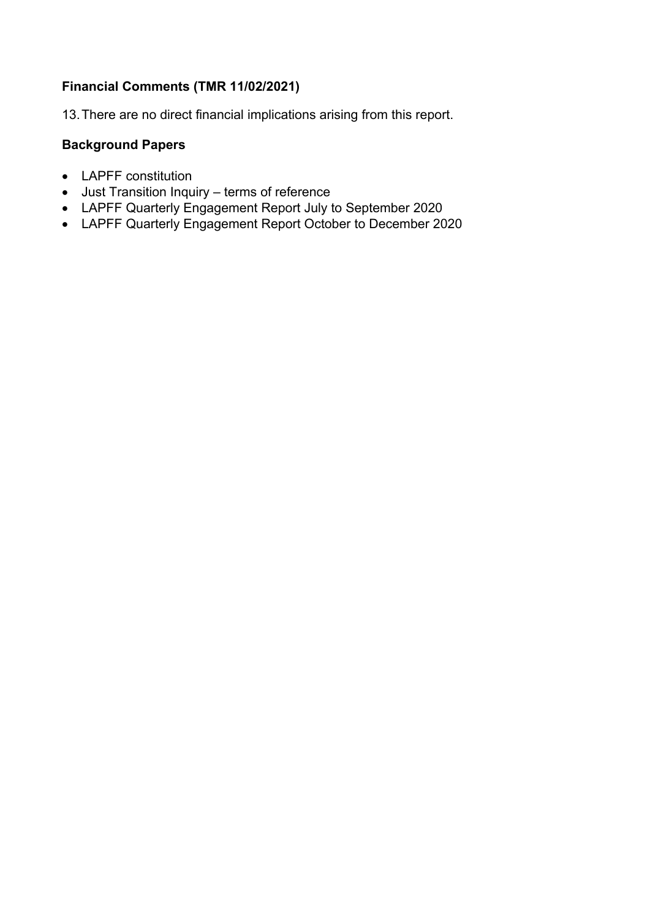**Financial Comments (TMR 11/02/2021)**

13. There are no direct financial implications arising from this report.

**Background Papers**

- LAPFF constitution
- Just Transition Inquiry – terms of reference
- LAPFF Quarterly Engagement Report July to September 2020
- LAPFF Quarterly Engagement Report October to December 2020